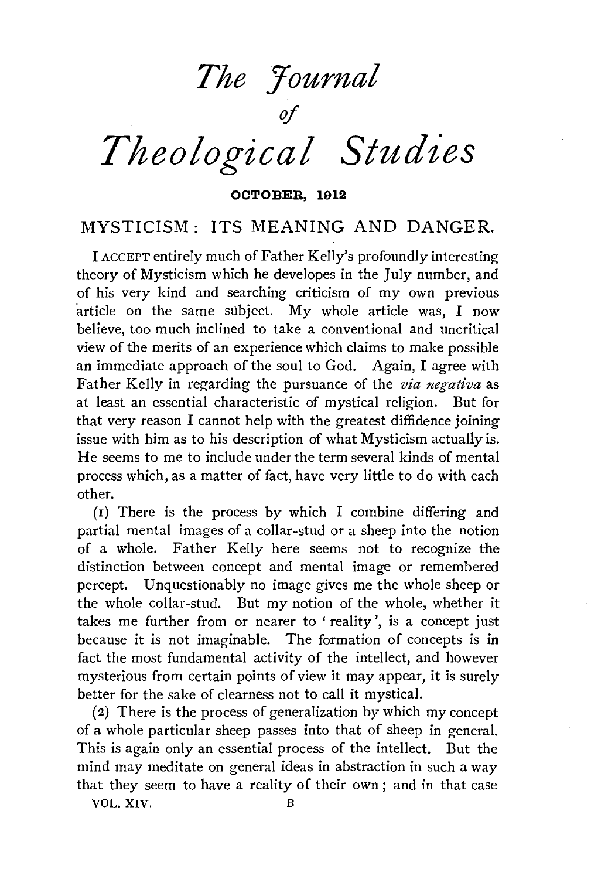# *The Journal of Theological Studies*

**OCTOBER, 1912**

## MYSTICISM: ITS MEANING AND DANGER.

I ACCEPT entirely much of Father Kelly's profoundly interesting theory of Mysticism which he developes in the July number, and of his very kind and searching criticism of my own previous article on the same subject. My whole article was, I now believe, too much inclined to take a conventional and uncritical view of the merits of an experience which claims to make possible an immediate approach of the soul to God. Again, I agree with Father Kelly in regarding the pursuance of the *via negativa* as at least an essential characteristic of mystical religion. But for that very reason I cannot help with the greatest diffidence joining issue with him as to his description of what Mysticism actually is. He seems to me to include under the term several kinds of mental process which, as a matter of fact, have very little to do with each other.

(1) There is the process by which I combine differing and partial mental images of a collar-stud or a sheep into the notion of a whole. Father Kelly here seems not to recognize the distinction between concept and mental image or remembered percept. Unquestionably no image gives me the whole sheep or the whole collar-stud. But my notion of the whole, whether it takes me further from or nearer to 'reality', is a concept just because it is not imaginable. The formation of concepts is in fact the most fundamental activity of the intellect, and however mysterious from certain points of view it may appear, it is surely better for the sake of clearness not to call it mystical.

(2) There is the process of generalization by which my concept of a whole particular sheep passes into that of sheep in general. This is again only an essential process of the intellect. But the mind may meditate on general ideas in abstraction in such a way that they seem to have a reality of their own; and in that case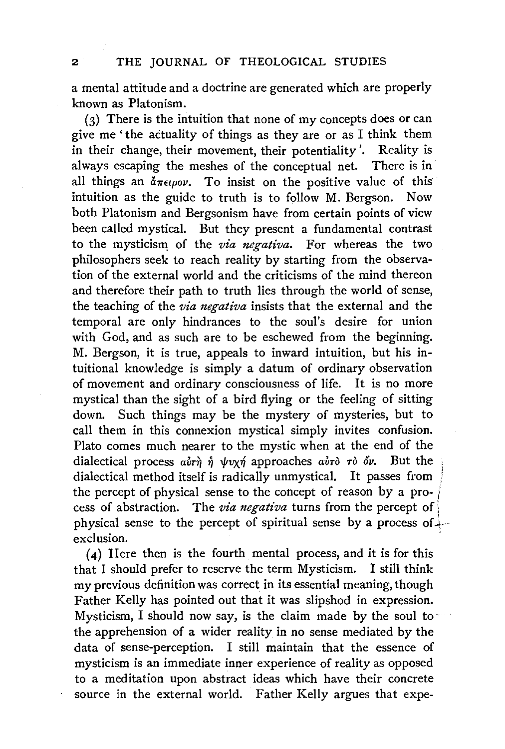a mental attitude and a doctrine are generated which are properly known as Platonism.

(3) There is the intuition that none of my concepts does or can give me 'the actuality of things as they are or as I think them in their change, their movement, their potentiality'. Reality is always escaping the meshes of the conceptual net. There is in all things an ἄπειρον. To insist on the positive value of this intuition as the guide to truth is to follow M. Bergson. Now both Platonism and Bergsonism have from certain points of view been called mystical. But they present a fundamental contrast to the mysticism of the *via negativa*. For whereas the two philosophers seek to reach reality by starting from the observation of the external world and the criticisms of the mind thereon and therefore their path to truth lies through the world of sense, the teaching of the *via negativa* insists that the external and the temporal are only hindrances to the soul's desire for union with God, and as such are to be eschewed from the beginning. M. Bergson, it is true, appeals to inward intuition, but his intuitional knowledge is simply a datum of ordinary observation of movement and ordinary consciousness of life. It is no more mystical than the sight of a bird flying or the feeling of sitting down. Such things may be the mystery of mysteries, but to call them in this connexion mystical simply invites confusion. Plato comes much nearer to the mystic when at the end of the dialectical process αὐτὴ ἡ ψυχή approaches αὐτὸ τὸ ὄν. But the dialectical method itself is radically unmystical. It passes from the percept of physical sense to the concept of reason by a process of abstraction. The *via negativa* turns from the percept of physical sense to the percept of spiritual sense by a process of exclusion.

(4) Here then is the fourth mental process, and it is for this that I should prefer to reserve the term Mysticism. I still think my previous definition was correct in its essential meaning, though Father Kelly has pointed out that it was slipshod in expression. Mysticism, I should now say, is the claim made by the soul to the apprehension of a wider reality in no sense mediated by the data of sense-perception. I still maintain that the essence of mysticism is an immediate inner experience of reality as opposed to a meditation upon abstract ideas which have their concrete source in the external world. Father Kelly argues that expe-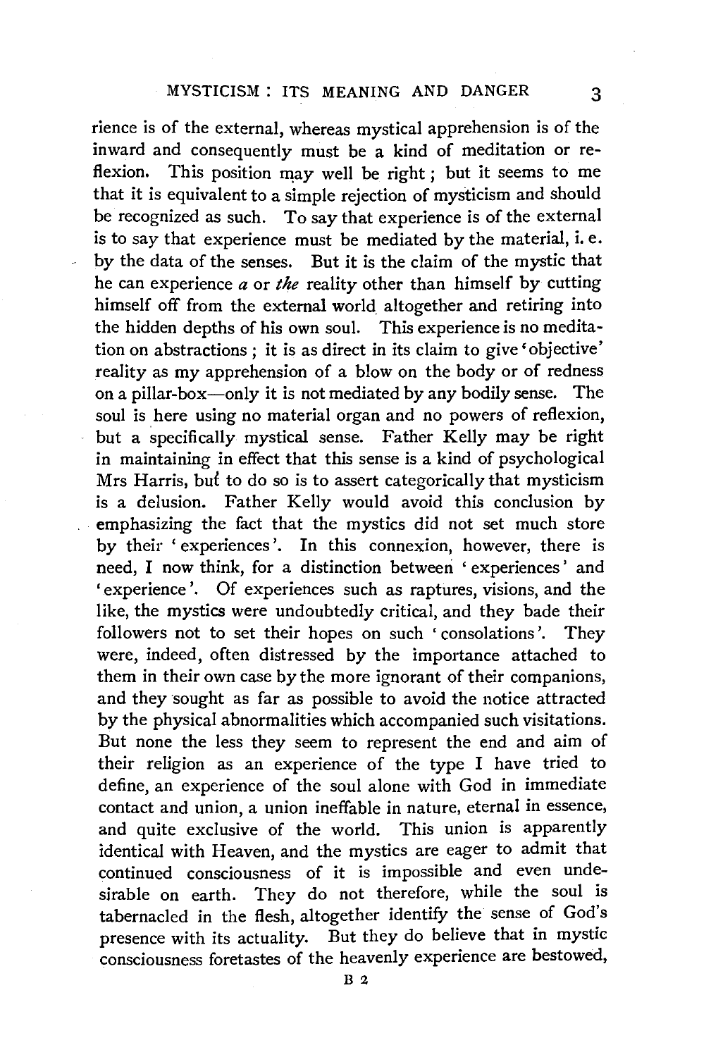rience is of the external, whereas mystical apprehension is of the inward and consequently must be a kind of meditation or reflexion. This position may well be right; but it seems to me that it is equivalent to a simple rejection of mysticism and should be recognized as such. To say that experience is of the external is to say that experience must be mediated by the material, i. e. by the data of the senses. But it is the claim of the mystic that he can experience *a* or *the* reality other than himself by cutting himself off from the external world altogether and retiring into the hidden depths of his own soul. This experience is no meditation on abstractions; it is as direct in its claim to give 'objective' reality as my apprehension of a blow on the body or of redness on a pillar-box—only it is not mediated by any bodily sense. The soul is here using no material organ and no powers of reflexion, but a specifically mystical sense. Father Kelly may be right in maintaining in effect that this sense is a kind of psychological Mrs Harris, but to do so is to assert categorically that mysticism is a delusion. Father Kelly would avoid this conclusion by emphasizing the fact that the mystics did not set much store by their 'experiences'. In this connexion, however, there is need, I now think, for a distinction between 'experiences' and 'experience'. Of experiences such as raptures, visions, and the like, the mystics were undoubtedly critical, and they bade their followers not to set their hopes on such 'consolations'. They were, indeed, often distressed by the importance attached to them in their own case by the more ignorant of their companions, and they sought as far as possible to avoid the notice attracted by the physical abnormalities which accompanied such visitations. But none the less they seem to represent the end and aim of their religion as an experience of the type I have tried to define, an experience of the soul alone with God in immediate contact and union, a union ineffable in nature, eternal in essence, and quite exclusive of the world. This union is apparently identical with Heaven, and the mystics are eager to admit that continued consciousness of it is impossible and even undesirable on earth. They do not therefore, while the soul is tabernacled in the flesh, altogether identify the sense of God's presence with its actuality. But they do believe that in mystic consciousness foretastes of the heavenly experience are bestowed,

B 2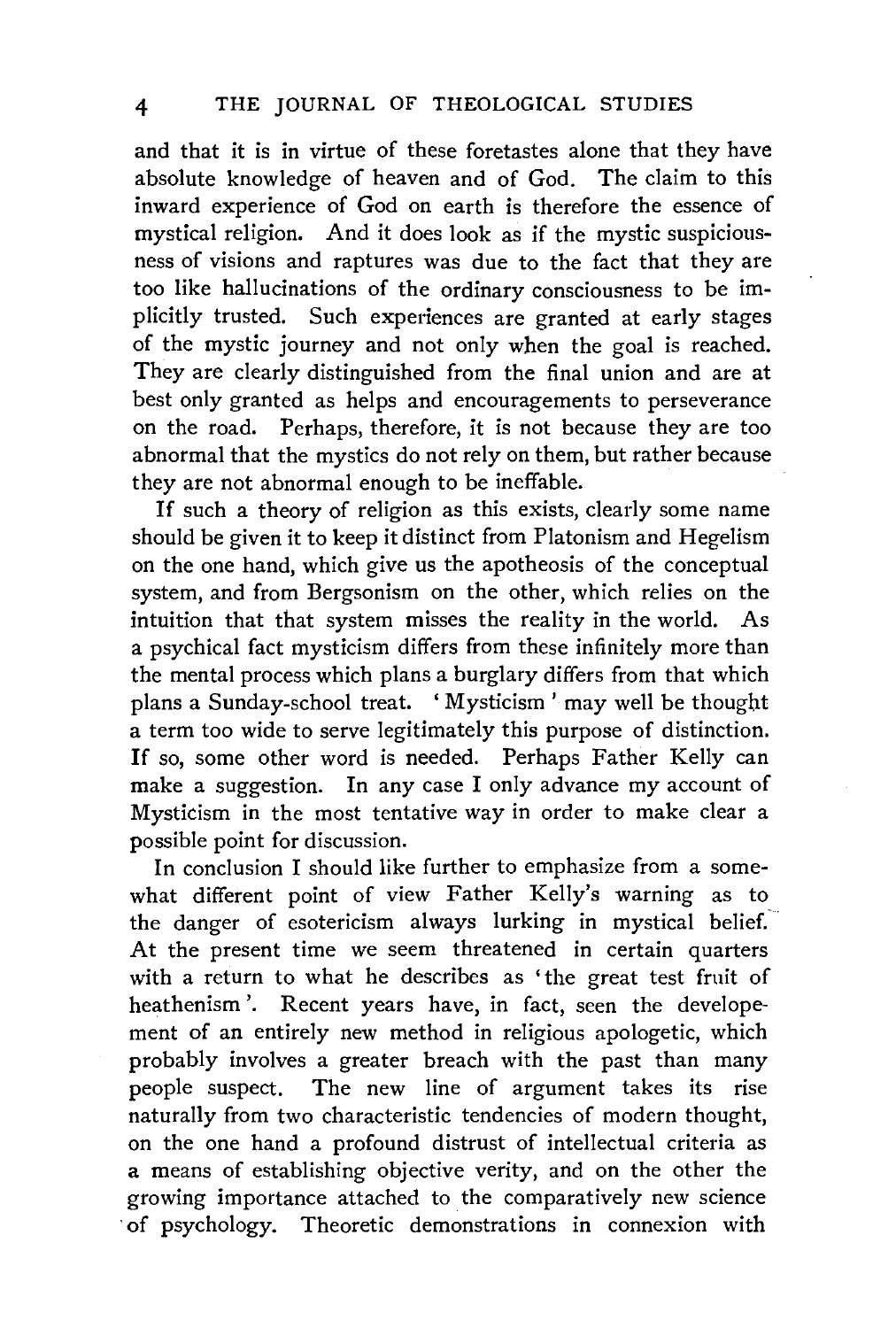and that it is in virtue of these foretastes alone that they have absolute knowledge of heaven and of God. The claim to this inward experience of God on earth is therefore the essence of mystical religion. And it does look as if the mystic suspiciousness of visions and raptures was due to the fact that they are too like hallucinations of the ordinary consciousness to be implicitly trusted. Such experiences are granted at early stages of the mystic journey and not only when the goal is reached. They are clearly distinguished from the final union and are at best only granted as helps and encouragements to perseverance on the road. Perhaps, therefore, it is not because they are too abnormal that the mystics do not rely on them, but rather because they are not abnormal enough to be ineffable.

If such a theory of religion as this exists, clearly some name should be given it to keep it distinct from Platonism and Hegelism on the one hand, which give us the apotheosis of the conceptual system, and from Bergsonism on the other, which relies on the intuition that that system misses the reality in the world. As a psychical fact mysticism differs from these infinitely more than the mental process which plans a burglary differs from that which plans a Sunday-school treat. 'Mysticism' may well be thought a term too wide to serve legitimately this purpose of distinction. If so, some other word is needed. Perhaps Father Kelly can make a suggestion. In any case I only advance my account of Mysticism in the most tentative way in order to make clear a possible point for discussion.

In conclusion I should like further to emphasize from a somewhat different point of view Father Kelly's warning as to the danger of esotericism always lurking in mystical belief. At the present time we seem threatened in certain quarters with a return to what he describes as 'the great test fruit of heathenism'. Recent years have, in fact, seen the developement of an entirely new method in religious apologetic, which probably involves a greater breach with the past than many people suspect. The new line of argument takes its rise naturally from two characteristic tendencies of modern thought, on the one hand a profound distrust of intellectual criteria as a means of establishing objective verity, and on the other the growing importance attached to the comparatively new science of psychology. Theoretic demonstrations in connexion with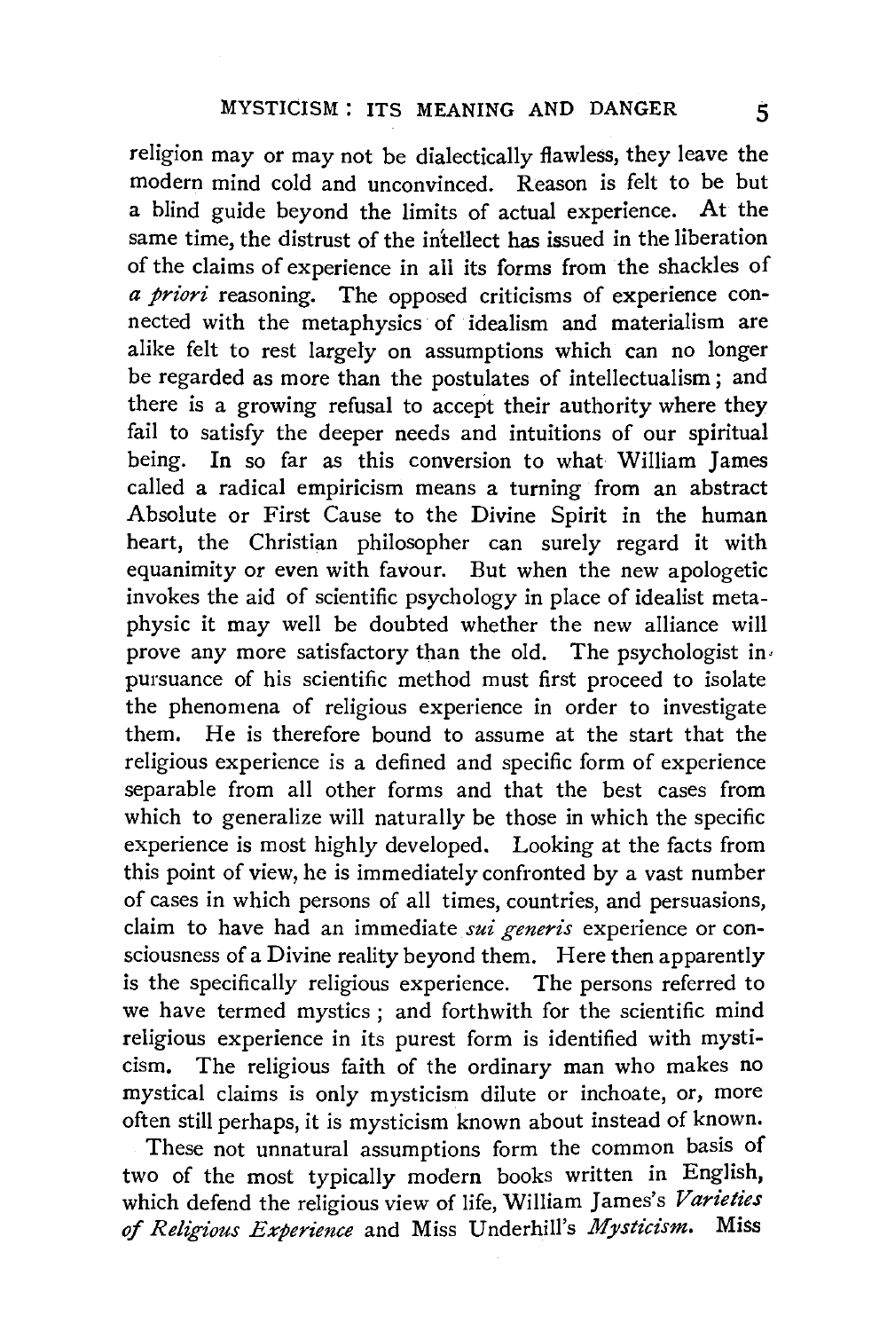religion may or may not be dialectically flawless, they leave the modern mind cold and unconvinced. Reason is felt to be but a blind guide beyond the limits of actual experience. At the same time, the distrust of the intellect has issued in the liberation of the claims of experience in all its forms from the shackles of *a priori* reasoning. The opposed criticisms of experience connected with the metaphysics of idealism and materialism are alike felt to rest largely on assumptions which can no longer be regarded as more than the postulates of intellectualism; and there is a growing refusal to accept their authority where they fail to satisfy the deeper needs and intuitions of our spiritual being. In so far as this conversion to what William James called a radical empiricism means a turning from an abstract Absolute or First Cause to the Divine Spirit in the human heart, the Christian philosopher can surely regard it with equanimity or even with favour. But when the new apologetic invokes the aid of scientific psychology in place of idealist metaphysic it may well be doubted whether the new alliance will prove any more satisfactory than the old. The psychologist in pursuance of his scientific method must first proceed to isolate the phenomena of religious experience in order to investigate them. He is therefore bound to assume at the start that the religious experience is a defined and specific form of experience separable from all other forms and that the best cases from which to generalize will naturally be those in which the specific experience is most highly developed. Looking at the facts from this point of view, he is immediately confronted by a vast number of cases in which persons of all times, countries, and persuasions, claim to have had an immediate *sui generis* experience or consciousness of a Divine reality beyond them. Here then apparently is the specifically religious experience. The persons referred to we have termed mystics; and forthwith for the scientific mind religious experience in its purest form is identified with mysticism. The religious faith of the ordinary man who makes no mystical claims is only mysticism dilute or inchoate, or, more often still perhaps, it is mysticism known about instead of known.

These not unnatural assumptions form the common basis of two of the most typically modern books written in English, which defend the religious view of life, William James's *Varieties of Religious Experience* and Miss Underhill's *Mysticism*. Miss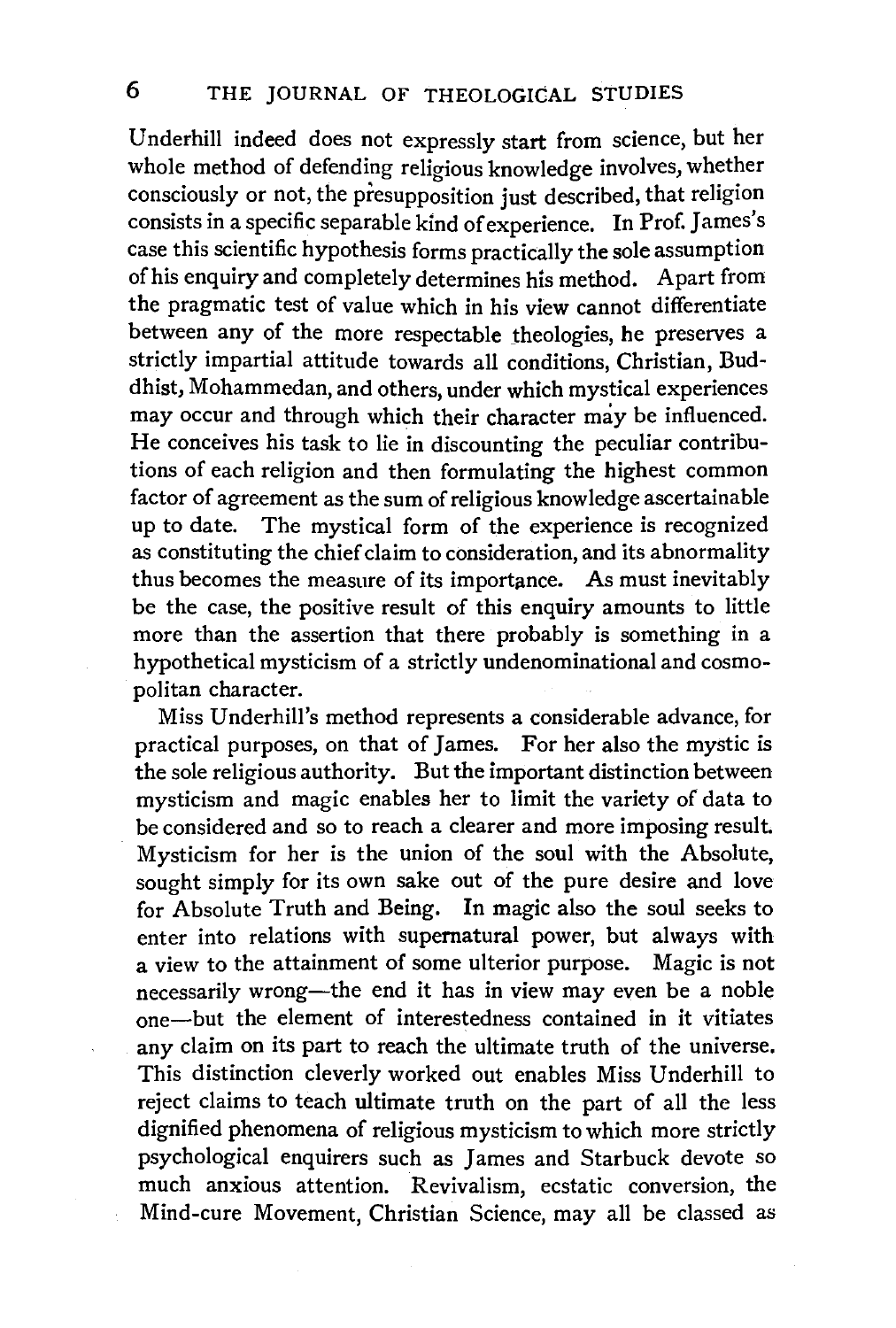Underhill indeed does not expressly start from science, but her whole method of defending religious knowledge involves, whether consciously or not, the presupposition just described, that religion consists in a specific separable kind of experience. In Prof. James's case this scientific hypothesis forms practically the sole assumption of his enquiry and completely determines his method. Apart from the pragmatic test of value which in his view cannot differentiate between any of the more respectable theologies, he preserves a strictly impartial attitude towards all conditions, Christian, Buddhist, Mohammedan, and others, under which mystical experiences may occur and through which their character may be influenced. He conceives his task to lie in discounting the peculiar contributions of each religion and then formulating the highest common factor of agreement as the sum of religious knowledge ascertainable up to date. The mystical form of the experience is recognized as constituting the chief claim to consideration, and its abnormality thus becomes the measure of its importance. As must inevitably be the case, the positive result of this enquiry amounts to little more than the assertion that there probably is something in a hypothetical mysticism of a strictly undenominational and cosmopolitan character.

Miss Underhill's method represents a considerable advance, for practical purposes, on that of James. For her also the mystic is the sole religious authority. But the important distinction between mysticism and magic enables her to limit the variety of data to be considered and so to reach a clearer and more imposing result. Mysticism for her is the union of the soul with the Absolute, sought simply for its own sake out of the pure desire and love for Absolute Truth and Being. In magic also the soul seeks to enter into relations with supernatural power, but always with a view to the attainment of some ulterior purpose. Magic is not necessarily wrong—the end it has in view may even be a noble one—but the element of interestedness contained in it vitiates any claim on its part to reach the ultimate truth of the universe. This distinction cleverly worked out enables Miss Underhill to reject claims to teach ultimate truth on the part of all the less dignified phenomena of religious mysticism to which more strictly psychological enquirers such as James and Starbuck devote so much anxious attention. Revivalism, ecstatic conversion, the Mind-cure Movement, Christian Science, may all be classed as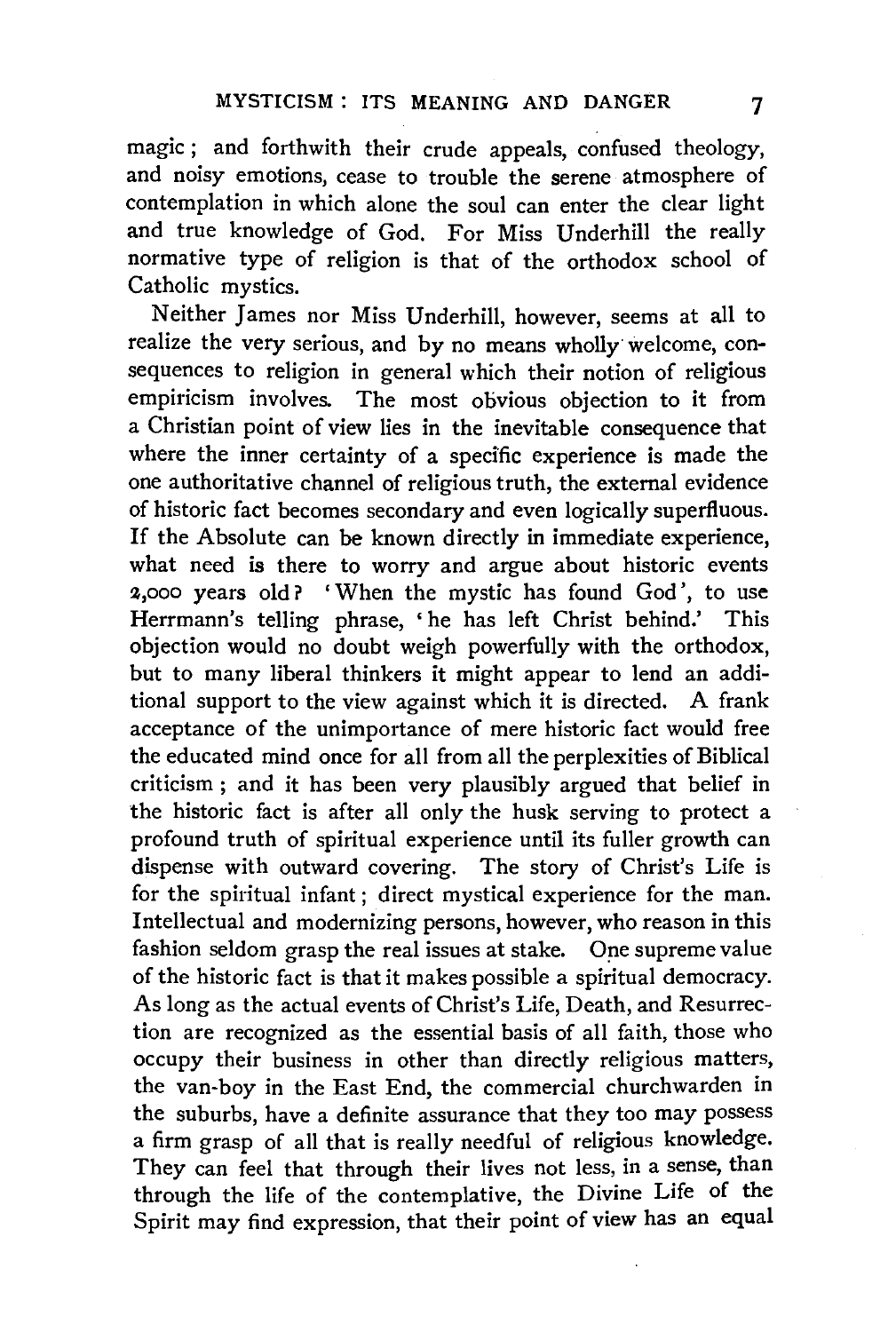magic; and forthwith their crude appeals, confused theology, and noisy emotions, cease to trouble the serene atmosphere of contemplation in which alone the soul can enter the clear light and true knowledge of God. For Miss Underhill the really normative type of religion is that of the orthodox school of Catholic mystics.

Neither James nor Miss Underhill, however, seems at all to realize the very serious, and by no means wholly welcome, consequences to religion in general which their notion of religious empiricism involves. The most obvious objection to it from a Christian point of view lies in the inevitable consequence that where the inner certainty of a specific experience is made the one authoritative channel of religious truth, the external evidence of historic fact becomes secondary and even logically superfluous. If the Absolute can be known directly in immediate experience, what need is there to worry and argue about historic events 2,000 years old? 'When the mystic has found God', to use Herrmann's telling phrase, 'he has left Christ behind.' This objection would no doubt weigh powerfully with the orthodox, but to many liberal thinkers it might appear to lend an additional support to the view against which it is directed. A frank acceptance of the unimportance of mere historic fact would free the educated mind once for all from all the perplexities of Biblical criticism; and it has been very plausibly argued that belief in the historic fact is after all only the husk serving to protect a profound truth of spiritual experience until its fuller growth can dispense with outward covering. The story of Christ's Life is for the spiritual infant; direct mystical experience for the man. Intellectual and modernizing persons, however, who reason in this fashion seldom grasp the real issues at stake. One supreme value of the historic fact is that it makes possible a spiritual democracy. As long as the actual events of Christ's Life, Death, and Resurrection are recognized as the essential basis of all faith, those who occupy their business in other than directly religious matters, the van-boy in the East End, the commercial churchwarden in the suburbs, have a definite assurance that they too may possess a firm grasp of all that is really needful of religious knowledge. They can feel that through their lives not less, in a sense, than through the life of the contemplative, the Divine Life of the Spirit may find expression, that their point of view has an equal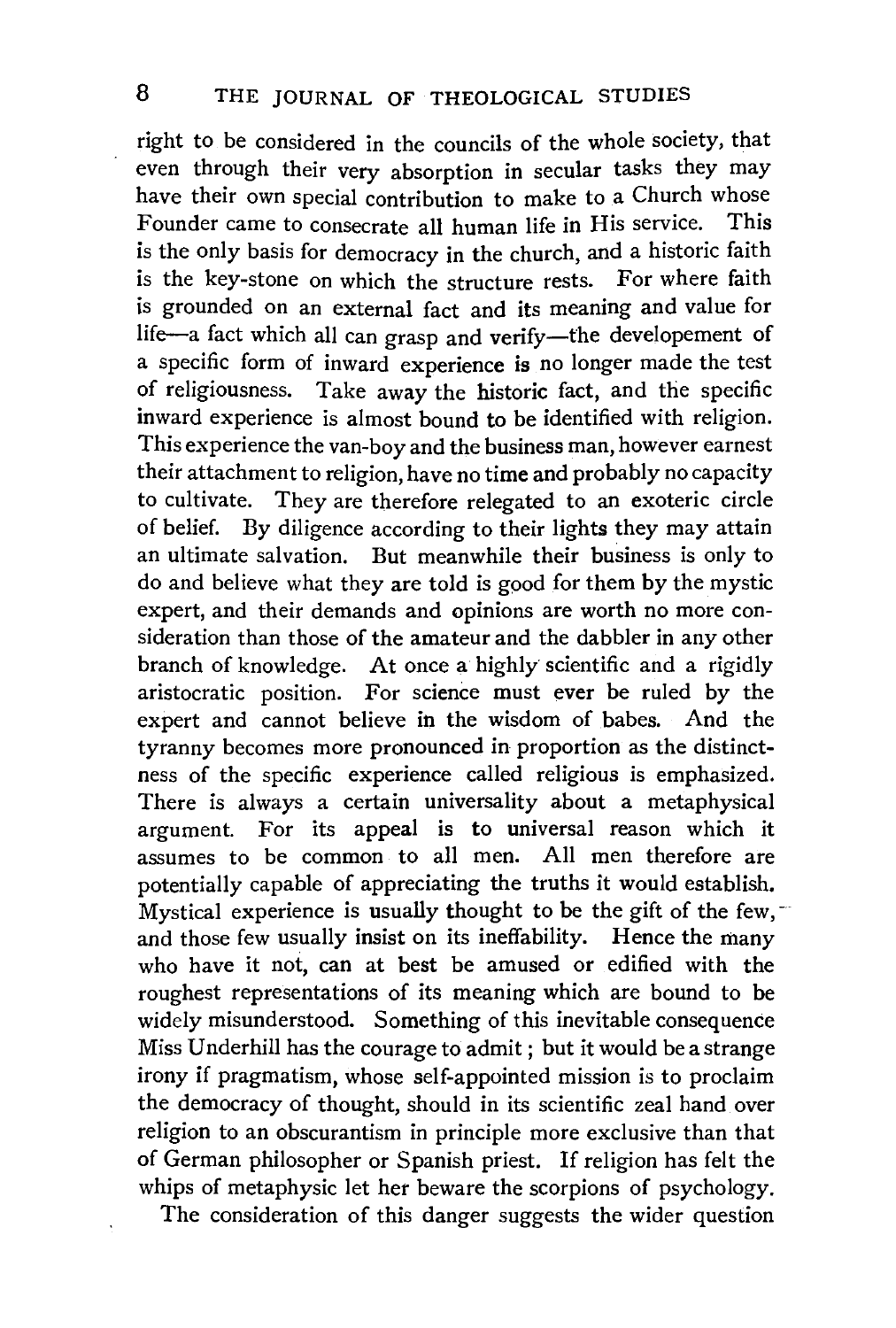right to be considered in the councils of the whole society, that even through their very absorption in secular tasks they may have their own special contribution to make to a Church whose Founder came to consecrate all human life in His service. This is the only basis for democracy in the church, and a historic faith is the key-stone on which the structure rests. For where faith is grounded on an external fact and its meaning and value for life—a fact which all can grasp and verify—the developement of a specific form of inward experience is no longer made the test of religiousness. Take away the historic fact, and the specific inward experience is almost bound to be identified with religion. This experience the van-boy and the business man, however earnest their attachment to religion, have no time and probably no capacity to cultivate. They are therefore relegated to an exoteric circle of belief. By diligence according to their lights they may attain an ultimate salvation. But meanwhile their business is only to do and believe what they are told is good for them by the mystic expert, and their demands and opinions are worth no more consideration than those of the amateur and the dabbler in any other branch of knowledge. At once a highly scientific and a rigidly aristocratic position. For science must ever be ruled by the expert and cannot believe in the wisdom of babes. And the tyranny becomes more pronounced in proportion as the distinctness of the specific experience called religious is emphasized. There is always a certain universality about a metaphysical argument. For its appeal is to universal reason which it assumes to be common to all men. All men therefore are potentially capable of appreciating the truths it would establish. Mystical experience is usually thought to be the gift of the few, and those few usually insist on its ineffability. Hence the many who have it not, can at best be amused or edified with the roughest representations of its meaning which are bound to be widely misunderstood. Something of this inevitable consequence Miss Underhill has the courage to admit; but it would be a strange irony if pragmatism, whose self-appointed mission is to proclaim the democracy of thought, should in its scientific zeal hand over religion to an obscurantism in principle more exclusive than that of German philosopher or Spanish priest. If religion has felt the whips of metaphysic let her beware the scorpions of psychology.

The consideration of this danger suggests the wider question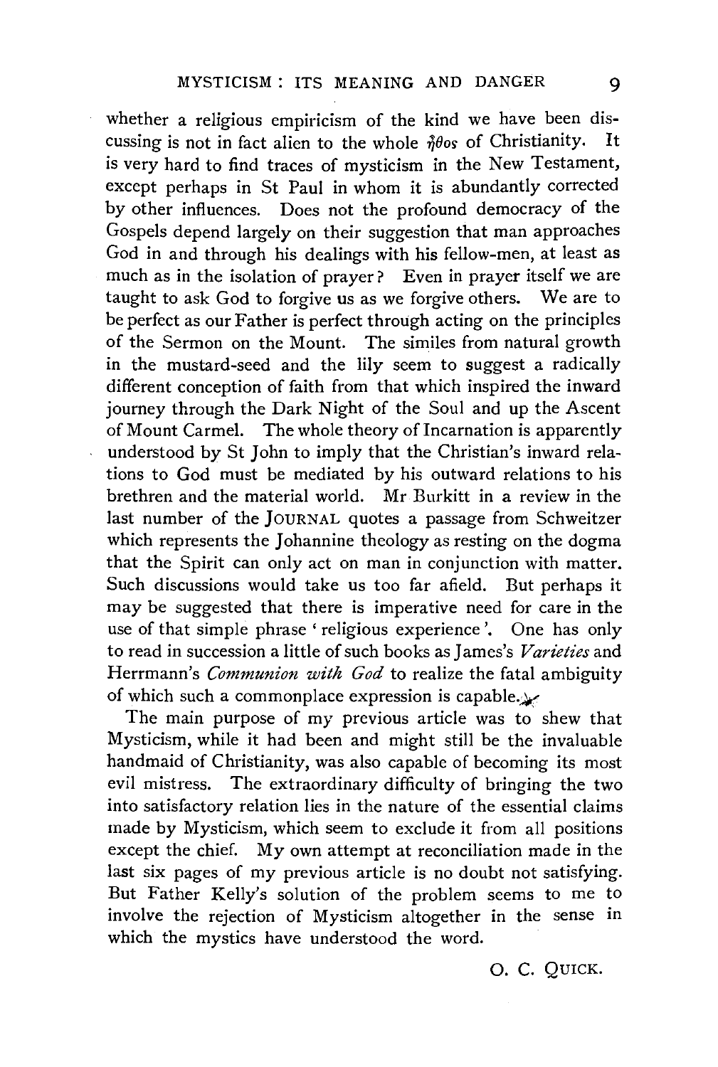whether a religious empiricism of the kind we have been discussing is not in fact alien to the whole ἦθος of Christianity. It is very hard to find traces of mysticism in the New Testament, except perhaps in St Paul in whom it is abundantly corrected by other influences. Does not the profound democracy of the Gospels depend largely on their suggestion that man approaches God in and through his dealings with his fellow-men, at least as much as in the isolation of prayer? Even in prayer itself we are taught to ask God to forgive us as we forgive others. We are to be perfect as our Father is perfect through acting on the principles of the Sermon on the Mount. The similes from natural growth in the mustard-seed and the lily seem to suggest a radically different conception of faith from that which inspired the inward journey through the Dark Night of the Soul and up the Ascent of Mount Carmel. The whole theory of Incarnation is apparently understood by St John to imply that the Christian's inward relations to God must be mediated by his outward relations to his brethren and the material world. Mr Burkitt in a review in the last number of the JOURNAL quotes a passage from Schweitzer which represents the Johannine theology as resting on the dogma that the Spirit can only act on man in conjunction with matter. Such discussions would take us too far afield. But perhaps it may be suggested that there is imperative need for care in the use of that simple phrase 'religious experience'. One has only to read in succession a little of such books as James's *Varieties* and Herrmann's *Communion with God* to realize the fatal ambiguity of which such a commonplace expression is capable.

The main purpose of my previous article was to shew that Mysticism, while it had been and might still be the invaluable handmaid of Christianity, was also capable of becoming its most evil mistress. The extraordinary difficulty of bringing the two into satisfactory relation lies in the nature of the essential claims made by Mysticism, which seem to exclude it from all positions except the chief. My own attempt at reconciliation made in the last six pages of my previous article is no doubt not satisfying. But Father Kelly's solution of the problem seems to me to involve the rejection of Mysticism altogether in the sense in which the mystics have understood the word.

O. C. QUICK.